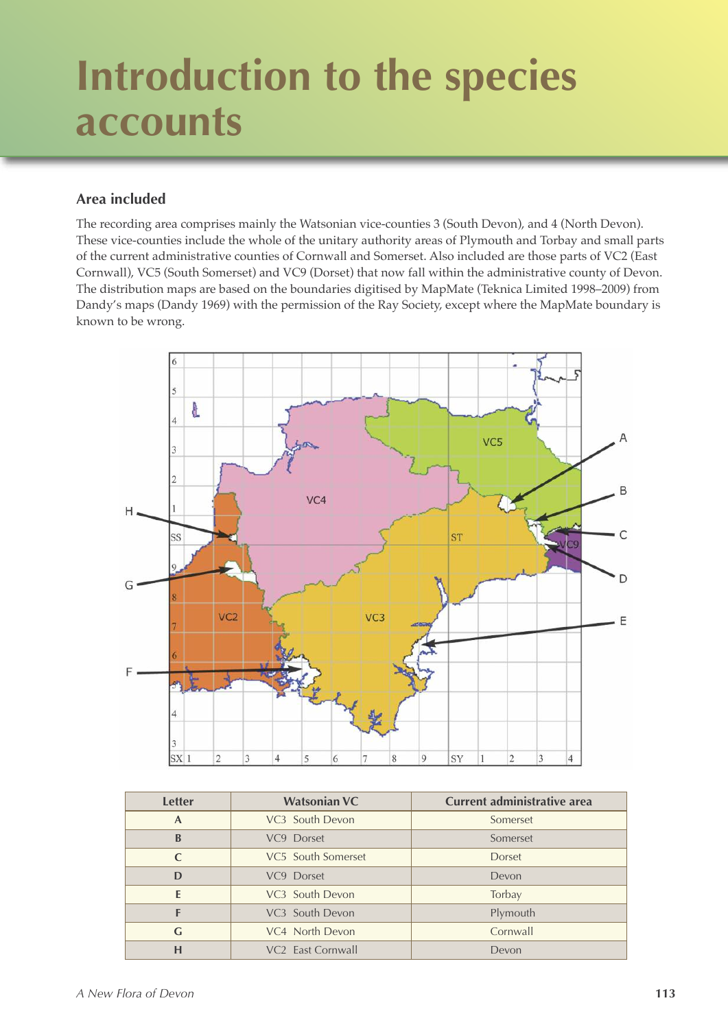# Introduction to the species accounts

## Area included

The recording area comprises mainly the Watsonian vice-counties 3 (South Devon), and 4 (North Devon). These vice-counties include the whole of the unitary authority areas of Plymouth and Torbay and small parts of the current administrative counties of Cornwall and Somerset. Also included are those parts of VC2 (East Cornwall), VC5 (South Somerset) and VC9 (Dorset) that now fall within the administrative county of Devon. The distribution maps are based on the boundaries digitised by MapMate (Teknica Limited 1998–2009) from Dandy's maps (Dandy 1969) with the permission of the Ray Society, except where the MapMate boundary is known to be wrong.

| Letter | Watsonian VC | Current administrative area |
|---|---|---|
| A | VC3 South Devon | Somerset |
| B | VC9 Dorset | Somerset |
| C | VC5 South Somerset | Dorset |
| D | VC9 Dorset | Devon |
| E | VC3 South Devon | Torbay |
| F | VC3 South Devon | Plymouth |
| G | VC4 North Devon | Cornwall |
| H | VC2 East Cornwall | Devon |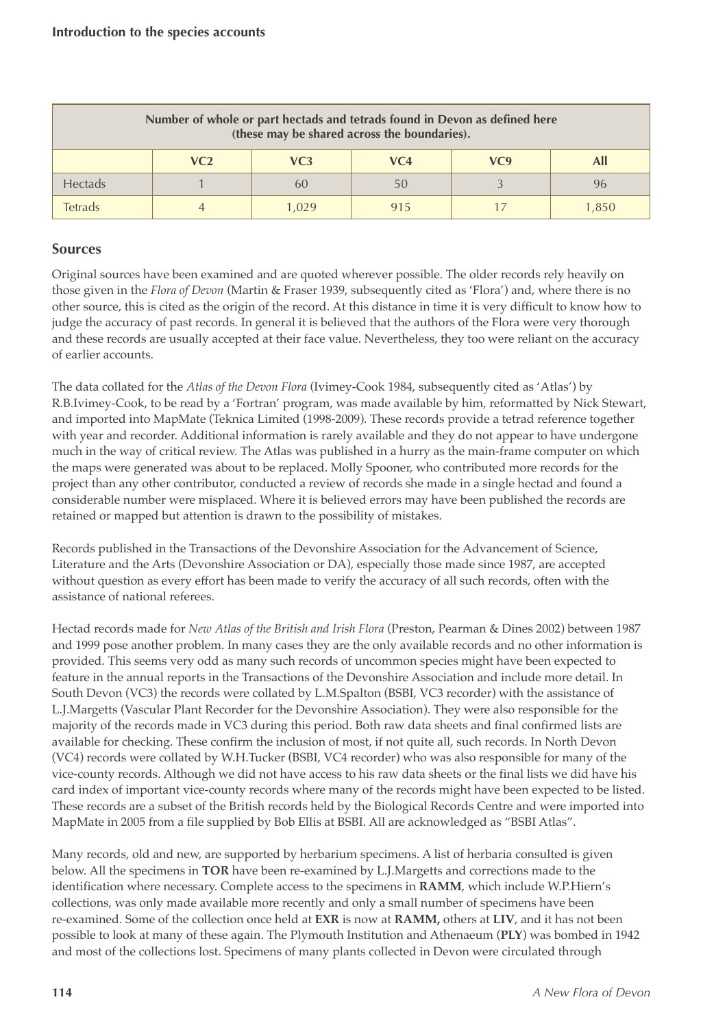| Number of whole or part hectads and tetrads found in Devon as defined here (these may be shared across the boundaries). | | | | | |
|---|---|---|---|---|---|
| | VC2 | VC3 | VC4 | VC9 | All |
| Hectads | 1 | 60 | 50 | 3 | 96 |
| Tetrads | 4 | 1,029 | 915 | 17 | 1,850 |

## Sources

Original sources have been examined and are quoted wherever possible. The older records rely heavily on those given in the *Flora of Devon* (Martin & Fraser 1939, subsequently cited as 'Flora') and, where there is no other source, this is cited as the origin of the record. At this distance in time it is very difficult to know how to judge the accuracy of past records. In general it is believed that the authors of the Flora were very thorough and these records are usually accepted at their face value. Nevertheless, they too were reliant on the accuracy of earlier accounts.

The data collated for the *Atlas of the Devon Flora* (Ivimey-Cook 1984, subsequently cited as 'Atlas') by R.B.Ivimey-Cook, to be read by a 'Fortran' program, was made available by him, reformatted by Nick Stewart, and imported into MapMate (Teknica Limited (1998-2009). These records provide a tetrad reference together with year and recorder. Additional information is rarely available and they do not appear to have undergone much in the way of critical review. The Atlas was published in a hurry as the main-frame computer on which the maps were generated was about to be replaced. Molly Spooner, who contributed more records for the project than any other contributor, conducted a review of records she made in a single hectad and found a considerable number were misplaced. Where it is believed errors may have been published the records are retained or mapped but attention is drawn to the possibility of mistakes.

Records published in the Transactions of the Devonshire Association for the Advancement of Science, Literature and the Arts (Devonshire Association or DA), especially those made since 1987, are accepted without question as every effort has been made to verify the accuracy of all such records, often with the assistance of national referees.

Hectad records made for *New Atlas of the British and Irish Flora* (Preston, Pearman & Dines 2002) between 1987 and 1999 pose another problem. In many cases they are the only available records and no other information is provided. This seems very odd as many such records of uncommon species might have been expected to feature in the annual reports in the Transactions of the Devonshire Association and include more detail. In South Devon (VC3) the records were collated by L.M.Spalton (BSBI, VC3 recorder) with the assistance of L.J.Margetts (Vascular Plant Recorder for the Devonshire Association). They were also responsible for the majority of the records made in VC3 during this period. Both raw data sheets and final confirmed lists are available for checking. These confirm the inclusion of most, if not quite all, such records. In North Devon (VC4) records were collated by W.H.Tucker (BSBI, VC4 recorder) who was also responsible for many of the vice-county records. Although we did not have access to his raw data sheets or the final lists we did have his card index of important vice-county records where many of the records might have been expected to be listed. These records are a subset of the British records held by the Biological Records Centre and were imported into MapMate in 2005 from a file supplied by Bob Ellis at BSBI. All are acknowledged as "BSBI Atlas".

Many records, old and new, are supported by herbarium specimens. A list of herbaria consulted is given below. All the specimens in **TOR** have been re-examined by L.J.Margetts and corrections made to the identification where necessary. Complete access to the specimens in **RAMM**, which include W.P.Hiern's collections, was only made available more recently and only a small number of specimens have been re-examined. Some of the collection once held at **EXR** is now at **RAMM,** others at **LIV**, and it has not been possible to look at many of these again. The Plymouth Institution and Athenaeum (**PLY**) was bombed in 1942 and most of the collections lost. Specimens of many plants collected in Devon were circulated through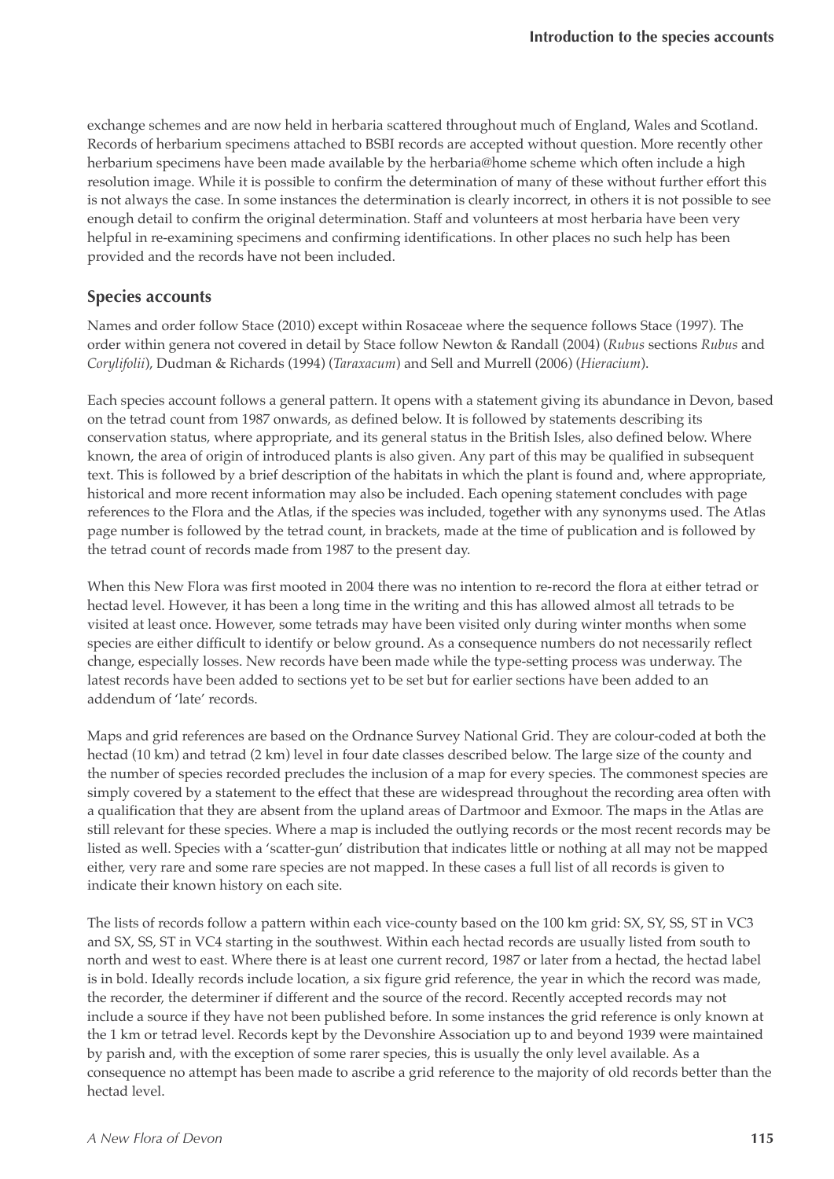exchange schemes and are now held in herbaria scattered throughout much of England, Wales and Scotland. Records of herbarium specimens attached to BSBI records are accepted without question. More recently other herbarium specimens have been made available by the herbaria@home scheme which often include a high resolution image. While it is possible to confirm the determination of many of these without further effort this is not always the case. In some instances the determination is clearly incorrect, in others it is not possible to see enough detail to confirm the original determination. Staff and volunteers at most herbaria have been very helpful in re-examining specimens and confirming identifications. In other places no such help has been provided and the records have not been included.

## Species accounts

Names and order follow Stace (2010) except within Rosaceae where the sequence follows Stace (1997). The order within genera not covered in detail by Stace follow Newton & Randall (2004) (*Rubus* sections *Rubus* and *Corylifolii*), Dudman & Richards (1994) (*Taraxacum*) and Sell and Murrell (2006) (*Hieracium*).

Each species account follows a general pattern. It opens with a statement giving its abundance in Devon, based on the tetrad count from 1987 onwards, as defined below. It is followed by statements describing its conservation status, where appropriate, and its general status in the British Isles, also defined below. Where known, the area of origin of introduced plants is also given. Any part of this may be qualified in subsequent text. This is followed by a brief description of the habitats in which the plant is found and, where appropriate, historical and more recent information may also be included. Each opening statement concludes with page references to the Flora and the Atlas, if the species was included, together with any synonyms used. The Atlas page number is followed by the tetrad count, in brackets, made at the time of publication and is followed by the tetrad count of records made from 1987 to the present day.

When this New Flora was first mooted in 2004 there was no intention to re-record the flora at either tetrad or hectad level. However, it has been a long time in the writing and this has allowed almost all tetrads to be visited at least once. However, some tetrads may have been visited only during winter months when some species are either difficult to identify or below ground. As a consequence numbers do not necessarily reflect change, especially losses. New records have been made while the type-setting process was underway. The latest records have been added to sections yet to be set but for earlier sections have been added to an addendum of 'late' records.

Maps and grid references are based on the Ordnance Survey National Grid. They are colour-coded at both the hectad (10 km) and tetrad (2 km) level in four date classes described below. The large size of the county and the number of species recorded precludes the inclusion of a map for every species. The commonest species are simply covered by a statement to the effect that these are widespread throughout the recording area often with a qualification that they are absent from the upland areas of Dartmoor and Exmoor. The maps in the Atlas are still relevant for these species. Where a map is included the outlying records or the most recent records may be listed as well. Species with a 'scatter-gun' distribution that indicates little or nothing at all may not be mapped either, very rare and some rare species are not mapped. In these cases a full list of all records is given to indicate their known history on each site.

The lists of records follow a pattern within each vice-county based on the 100 km grid: SX, SY, SS, ST in VC3 and SX, SS, ST in VC4 starting in the southwest. Within each hectad records are usually listed from south to north and west to east. Where there is at least one current record, 1987 or later from a hectad, the hectad label is in bold. Ideally records include location, a six figure grid reference, the year in which the record was made, the recorder, the determiner if different and the source of the record. Recently accepted records may not include a source if they have not been published before. In some instances the grid reference is only known at the 1 km or tetrad level. Records kept by the Devonshire Association up to and beyond 1939 were maintained by parish and, with the exception of some rarer species, this is usually the only level available. As a consequence no attempt has been made to ascribe a grid reference to the majority of old records better than the hectad level.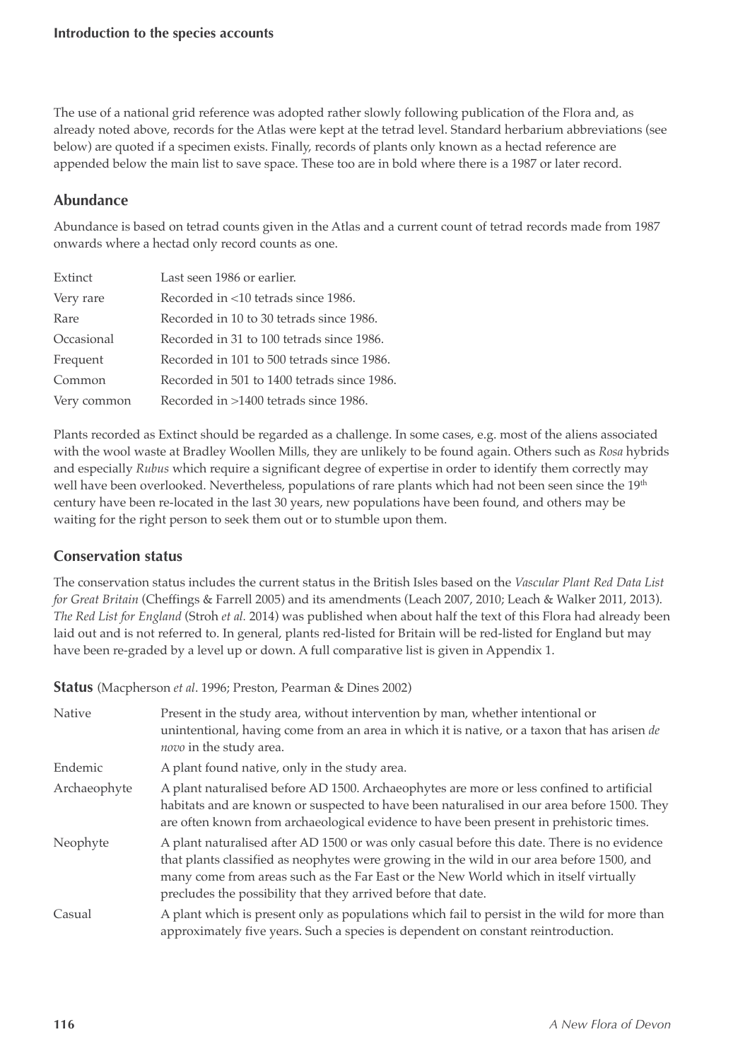The use of a national grid reference was adopted rather slowly following publication of the Flora and, as already noted above, records for the Atlas were kept at the tetrad level. Standard herbarium abbreviations (see below) are quoted if a specimen exists. Finally, records of plants only known as a hectad reference are appended below the main list to save space. These too are in bold where there is a 1987 or later record.

## Abundance

Abundance is based on tetrad counts given in the Atlas and a current count of tetrad records made from 1987 onwards where a hectad only record counts as one.

| | |
|---|---|
| Extinct | Last seen 1986 or earlier. |
| Very rare | Recorded in <10 tetrads since 1986. |
| Rare | Recorded in 10 to 30 tetrads since 1986. |
| Occasional | Recorded in 31 to 100 tetrads since 1986. |
| Frequent | Recorded in 101 to 500 tetrads since 1986. |
| Common | Recorded in 501 to 1400 tetrads since 1986. |
| Very common | Recorded in >1400 tetrads since 1986. |

Plants recorded as Extinct should be regarded as a challenge. In some cases, e.g. most of the aliens associated with the wool waste at Bradley Woollen Mills, they are unlikely to be found again. Others such as *Rosa* hybrids and especially *Rubus* which require a significant degree of expertise in order to identify them correctly may well have been overlooked. Nevertheless, populations of rare plants which had not been seen since the 19th century have been re-located in the last 30 years, new populations have been found, and others may be waiting for the right person to seek them out or to stumble upon them.

## Conservation status

The conservation status includes the current status in the British Isles based on the *Vascular Plant Red Data List for Great Britain* (Cheffings & Farrell 2005) and its amendments (Leach 2007, 2010; Leach & Walker 2011, 2013). *The Red List for England* (Stroh *et al.* 2014) was published when about half the text of this Flora had already been laid out and is not referred to. In general, plants red-listed for Britain will be red-listed for England but may have been re-graded by a level up or down. A full comparative list is given in Appendix 1.

**Status** (Macpherson *et al*. 1996; Preston, Pearman & Dines 2002)

| | |
|---|---|
| Native | Present in the study area, without intervention by man, whether intentional or unintentional, having come from an area in which it is native, or a taxon that has arisen *de novo* in the study area. |
| Endemic | A plant found native, only in the study area. |
| Archaeophyte | A plant naturalised before AD 1500. Archaeophytes are more or less confined to artificial habitats and are known or suspected to have been naturalised in our area before 1500. They are often known from archaeological evidence to have been present in prehistoric times. |
| Neophyte | A plant naturalised after AD 1500 or was only casual before this date. There is no evidence that plants classified as neophytes were growing in the wild in our area before 1500, and many come from areas such as the Far East or the New World which in itself virtually precludes the possibility that they arrived before that date. |
| Casual | A plant which is present only as populations which fail to persist in the wild for more than approximately five years. Such a species is dependent on constant reintroduction. |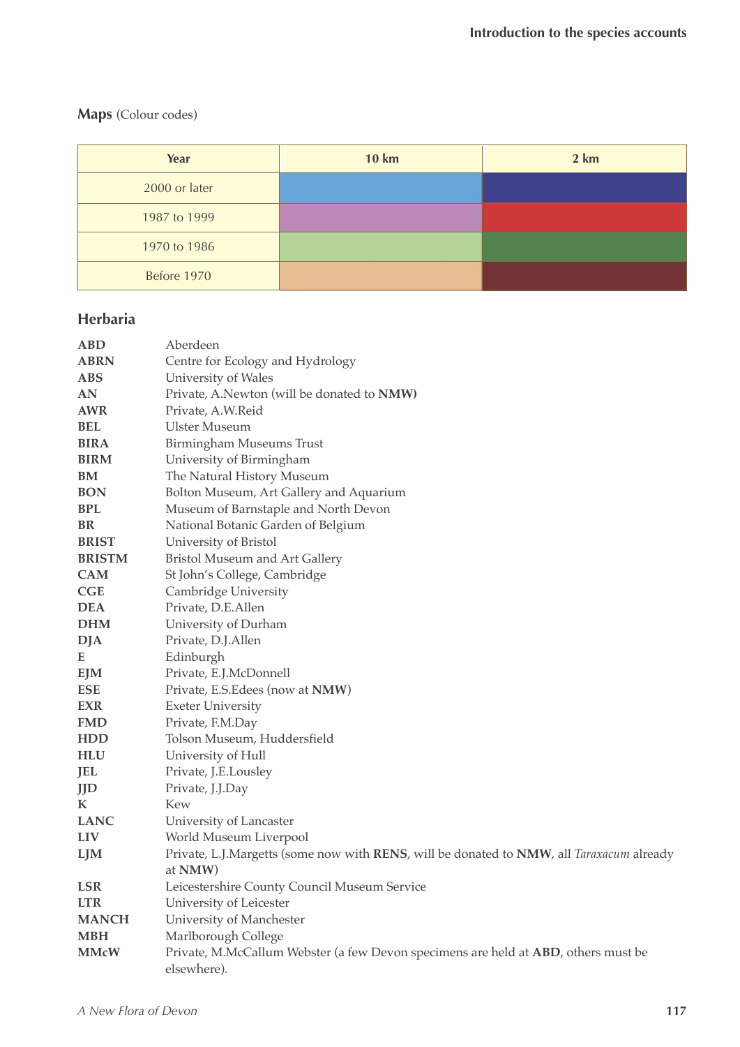**Maps** (Colour codes)

| Year | 10 km | 2 km |
|---|---|---|
| 2000 or later | (light blue) | (dark blue) |
| 1987 to 1999 | (purple/mauve) | (red) |
| 1970 to 1986 | (light green) | (dark green) |
| Before 1970 | (light orange/peach) | (dark brown/maroon) |

## Herbaria

| | |
|---|---|
| **ABD** | Aberdeen |
| **ABRN** | Centre for Ecology and Hydrology |
| **ABS** | University of Wales |
| **AN** | Private, A.Newton (will be donated to **NMW)** |
| **AWR** | Private, A.W.Reid |
| **BEL** | Ulster Museum |
| **BIRA** | Birmingham Museums Trust |
| **BIRM** | University of Birmingham |
| **BM** | The Natural History Museum |
| **BON** | Bolton Museum, Art Gallery and Aquarium |
| **BPL** | Museum of Barnstaple and North Devon |
| **BR** | National Botanic Garden of Belgium |
| **BRIST** | University of Bristol |
| **BRISTM** | Bristol Museum and Art Gallery |
| **CAM** | St John's College, Cambridge |
| **CGE** | Cambridge University |
| **DEA** | Private, D.E.Allen |
| **DHM** | University of Durham |
| **DJA** | Private, D.J.Allen |
| **E** | Edinburgh |
| **EJM** | Private, E.J.McDonnell |
| **ESE** | Private, E.S.Edees (now at **NMW**) |
| **EXR** | Exeter University |
| **FMD** | Private, F.M.Day |
| **HDD** | Tolson Museum, Huddersfield |
| **HLU** | University of Hull |
| **JEL** | Private, J.E.Lousley |
| **JJD** | Private, J.J.Day |
| **K** | Kew |
| **LANC** | University of Lancaster |
| **LIV** | World Museum Liverpool |
| **LJM** | Private, L.J.Margetts (some now with **RENS**, will be donated to **NMW**, all *Taraxacum* already at **NMW**) |
| **LSR** | Leicestershire County Council Museum Service |
| **LTR** | University of Leicester |
| **MANCH** | University of Manchester |
| **MBH** | Marlborough College |
| **MMcW** | Private, M.McCallum Webster (a few Devon specimens are held at **ABD**, others must be elsewhere). |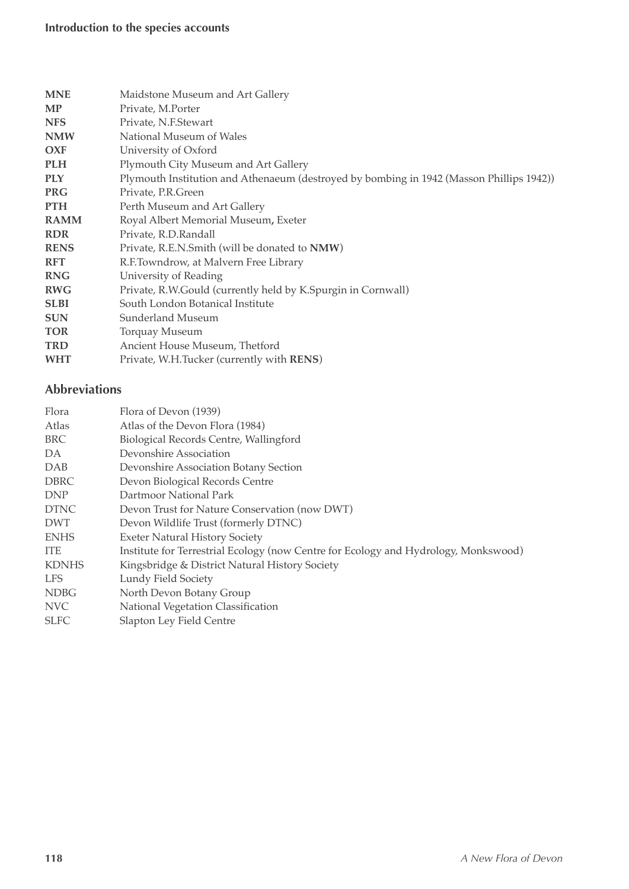| | |
|---|---|
| **MNE** | Maidstone Museum and Art Gallery |
| **MP** | Private, M.Porter |
| **NFS** | Private, N.F.Stewart |
| **NMW** | National Museum of Wales |
| **OXF** | University of Oxford |
| **PLH** | Plymouth City Museum and Art Gallery |
| **PLY** | Plymouth Institution and Athenaeum (destroyed by bombing in 1942 (Masson Phillips 1942)) |
| **PRG** | Private, P.R.Green |
| **PTH** | Perth Museum and Art Gallery |
| **RAMM** | Royal Albert Memorial Museum**,** Exeter |
| **RDR** | Private, R.D.Randall |
| **RENS** | Private, R.E.N.Smith (will be donated to **NMW**) |
| **RFT** | R.F.Towndrow, at Malvern Free Library |
| **RNG** | University of Reading |
| **RWG** | Private, R.W.Gould (currently held by K.Spurgin in Cornwall) |
| **SLBI** | South London Botanical Institute |
| **SUN** | Sunderland Museum |
| **TOR** | Torquay Museum |
| **TRD** | Ancient House Museum, Thetford |
| **WHT** | Private, W.H.Tucker (currently with **RENS**) |

## Abbreviations

| | |
|---|---|
| Flora | Flora of Devon (1939) |
| Atlas | Atlas of the Devon Flora (1984) |
| BRC | Biological Records Centre, Wallingford |
| DA | Devonshire Association |
| DAB | Devonshire Association Botany Section |
| DBRC | Devon Biological Records Centre |
| DNP | Dartmoor National Park |
| DTNC | Devon Trust for Nature Conservation (now DWT) |
| DWT | Devon Wildlife Trust (formerly DTNC) |
| ENHS | Exeter Natural History Society |
| ITE | Institute for Terrestrial Ecology (now Centre for Ecology and Hydrology, Monkswood) |
| KDNHS | Kingsbridge & District Natural History Society |
| LFS | Lundy Field Society |
| NDBG | North Devon Botany Group |
| NVC | National Vegetation Classification |
| SLFC | Slapton Ley Field Centre |